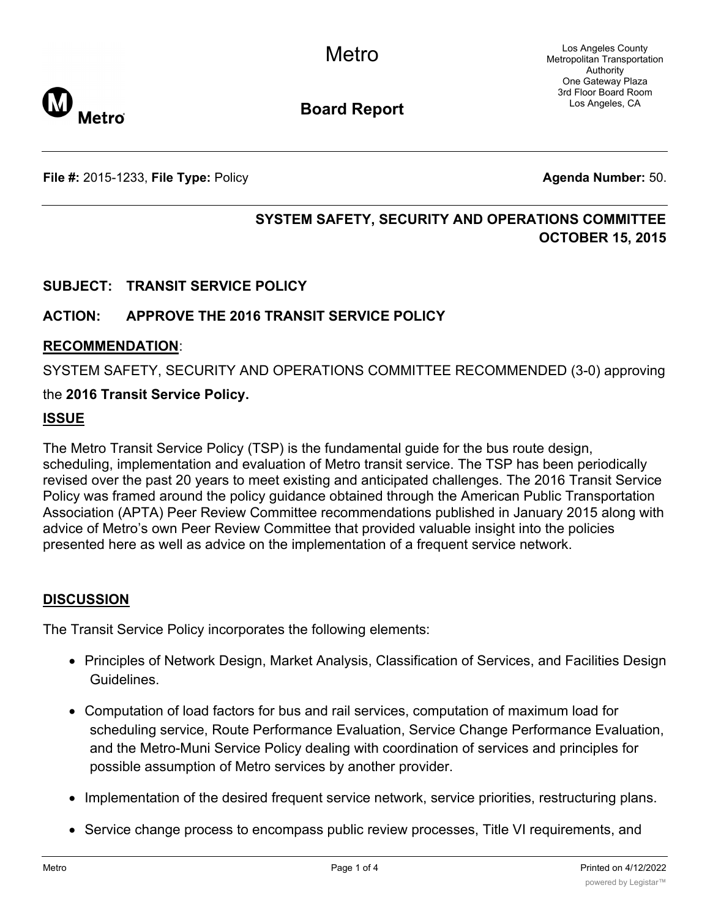Metro

Los Angeles County Metropolitan Transportation Authority
One Gateway Plaza
3rd Floor Board Room
Los Angeles, CA

**Board Report**

**File #:** 2015-1233, **File Type:** Policy **Agenda Number:** 50.

**SYSTEM SAFETY, SECURITY AND OPERATIONS COMMITTEE**
**OCTOBER 15, 2015**

**SUBJECT: TRANSIT SERVICE POLICY**

**ACTION: APPROVE THE 2016 TRANSIT SERVICE POLICY**

**RECOMMENDATION**:

SYSTEM SAFETY, SECURITY AND OPERATIONS COMMITTEE RECOMMENDED (3-0) approving the **2016 Transit Service Policy.**

**ISSUE**

The Metro Transit Service Policy (TSP) is the fundamental guide for the bus route design, scheduling, implementation and evaluation of Metro transit service. The TSP has been periodically revised over the past 20 years to meet existing and anticipated challenges. The 2016 Transit Service Policy was framed around the policy guidance obtained through the American Public Transportation Association (APTA) Peer Review Committee recommendations published in January 2015 along with advice of Metro's own Peer Review Committee that provided valuable insight into the policies presented here as well as advice on the implementation of a frequent service network.

**DISCUSSION**

The Transit Service Policy incorporates the following elements:

- Principles of Network Design, Market Analysis, Classification of Services, and Facilities Design Guidelines.
- Computation of load factors for bus and rail services, computation of maximum load for scheduling service, Route Performance Evaluation, Service Change Performance Evaluation, and the Metro-Muni Service Policy dealing with coordination of services and principles for possible assumption of Metro services by another provider.
- Implementation of the desired frequent service network, service priorities, restructuring plans.
- Service change process to encompass public review processes, Title VI requirements, and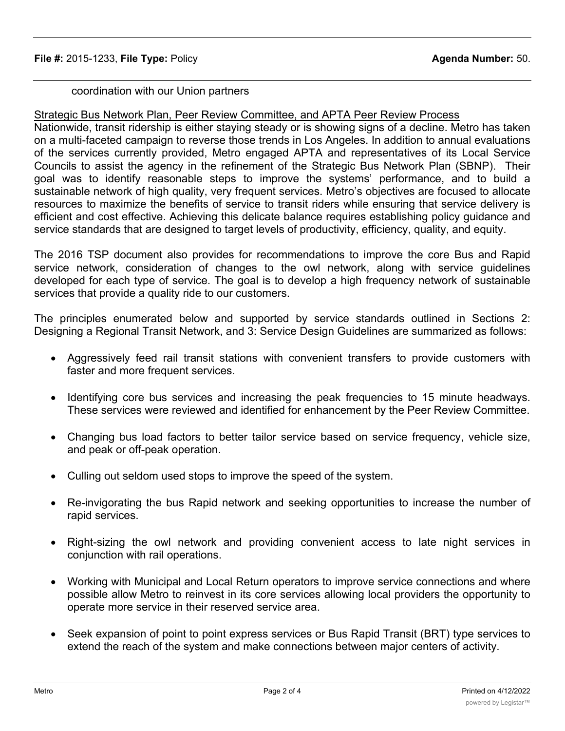coordination with our Union partners

Strategic Bus Network Plan, Peer Review Committee, and APTA Peer Review Process

Nationwide, transit ridership is either staying steady or is showing signs of a decline. Metro has taken on a multi-faceted campaign to reverse those trends in Los Angeles. In addition to annual evaluations of the services currently provided, Metro engaged APTA and representatives of its Local Service Councils to assist the agency in the refinement of the Strategic Bus Network Plan (SBNP). Their goal was to identify reasonable steps to improve the systems' performance, and to build a sustainable network of high quality, very frequent services. Metro's objectives are focused to allocate resources to maximize the benefits of service to transit riders while ensuring that service delivery is efficient and cost effective. Achieving this delicate balance requires establishing policy guidance and service standards that are designed to target levels of productivity, efficiency, quality, and equity.

The 2016 TSP document also provides for recommendations to improve the core Bus and Rapid service network, consideration of changes to the owl network, along with service guidelines developed for each type of service. The goal is to develop a high frequency network of sustainable services that provide a quality ride to our customers.

The principles enumerated below and supported by service standards outlined in Sections 2: Designing a Regional Transit Network, and 3: Service Design Guidelines are summarized as follows:

- Aggressively feed rail transit stations with convenient transfers to provide customers with faster and more frequent services.
- Identifying core bus services and increasing the peak frequencies to 15 minute headways. These services were reviewed and identified for enhancement by the Peer Review Committee.
- Changing bus load factors to better tailor service based on service frequency, vehicle size, and peak or off-peak operation.
- Culling out seldom used stops to improve the speed of the system.
- Re-invigorating the bus Rapid network and seeking opportunities to increase the number of rapid services.
- Right-sizing the owl network and providing convenient access to late night services in conjunction with rail operations.
- Working with Municipal and Local Return operators to improve service connections and where possible allow Metro to reinvest in its core services allowing local providers the opportunity to operate more service in their reserved service area.
- Seek expansion of point to point express services or Bus Rapid Transit (BRT) type services to extend the reach of the system and make connections between major centers of activity.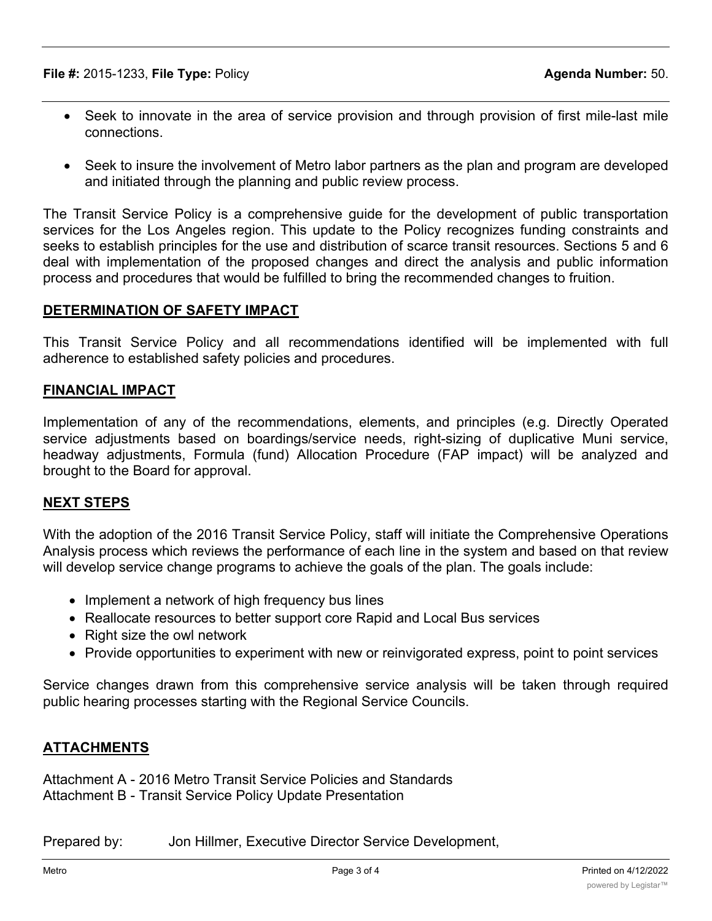- Seek to innovate in the area of service provision and through provision of first mile-last mile connections.

- Seek to insure the involvement of Metro labor partners as the plan and program are developed and initiated through the planning and public review process.

The Transit Service Policy is a comprehensive guide for the development of public transportation services for the Los Angeles region. This update to the Policy recognizes funding constraints and seeks to establish principles for the use and distribution of scarce transit resources. Sections 5 and 6 deal with implementation of the proposed changes and direct the analysis and public information process and procedures that would be fulfilled to bring the recommended changes to fruition.

## DETERMINATION OF SAFETY IMPACT

This Transit Service Policy and all recommendations identified will be implemented with full adherence to established safety policies and procedures.

## FINANCIAL IMPACT

Implementation of any of the recommendations, elements, and principles (e.g. Directly Operated service adjustments based on boardings/service needs, right-sizing of duplicative Muni service, headway adjustments, Formula (fund) Allocation Procedure (FAP impact) will be analyzed and brought to the Board for approval.

## NEXT STEPS

With the adoption of the 2016 Transit Service Policy, staff will initiate the Comprehensive Operations Analysis process which reviews the performance of each line in the system and based on that review will develop service change programs to achieve the goals of the plan. The goals include:

- Implement a network of high frequency bus lines
- Reallocate resources to better support core Rapid and Local Bus services
- Right size the owl network
- Provide opportunities to experiment with new or reinvigorated express, point to point services

Service changes drawn from this comprehensive service analysis will be taken through required public hearing processes starting with the Regional Service Councils.

## ATTACHMENTS

Attachment A - 2016 Metro Transit Service Policies and Standards
Attachment B - Transit Service Policy Update Presentation

Prepared by: Jon Hillmer, Executive Director Service Development,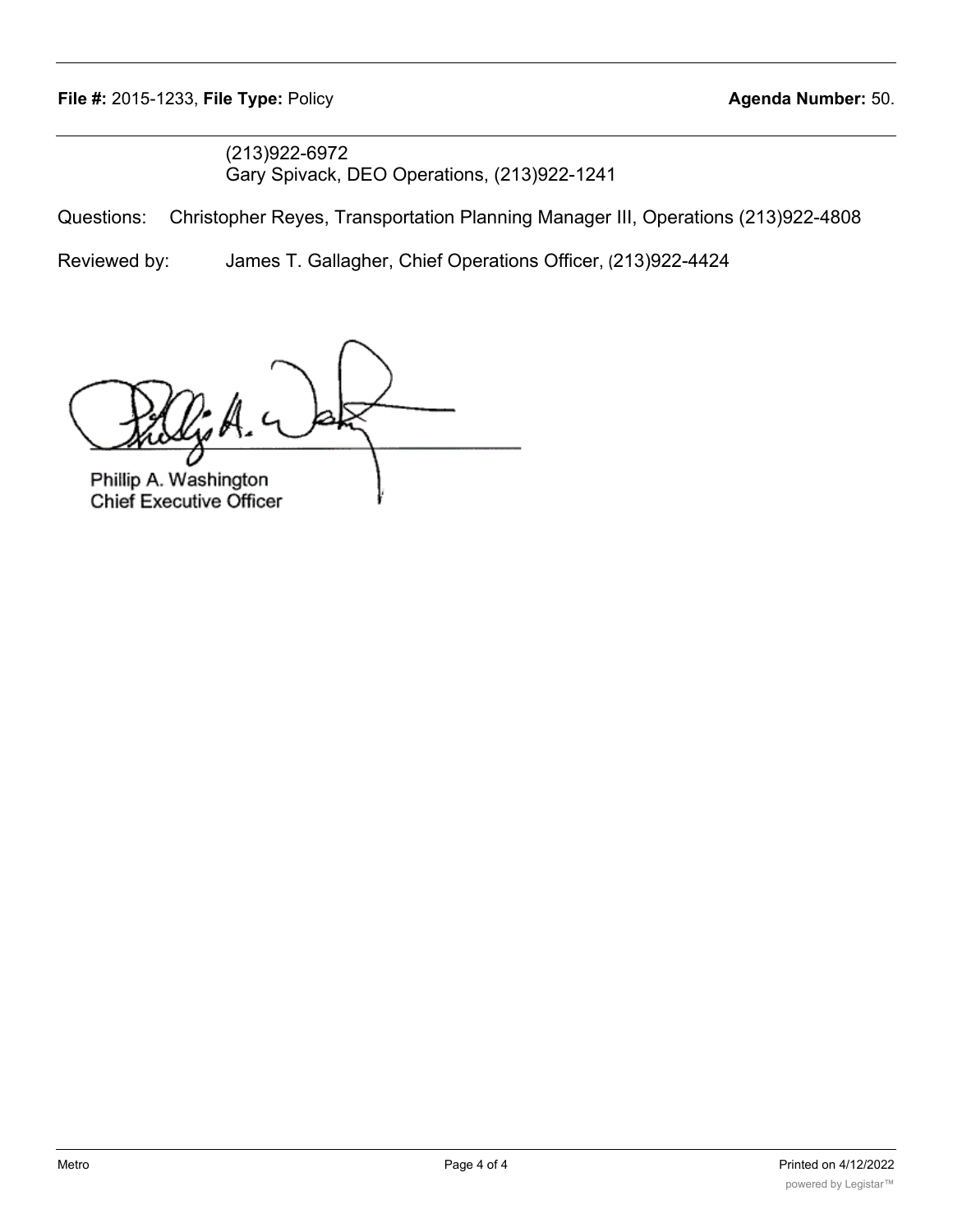(213)922-6972
Gary Spivack, DEO Operations, (213)922-1241

Questions: Christopher Reyes, Transportation Planning Manager III, Operations (213)922-4808

Reviewed by: James T. Gallagher, Chief Operations Officer, (213)922-4424

Phillip A. Washington
Chief Executive Officer